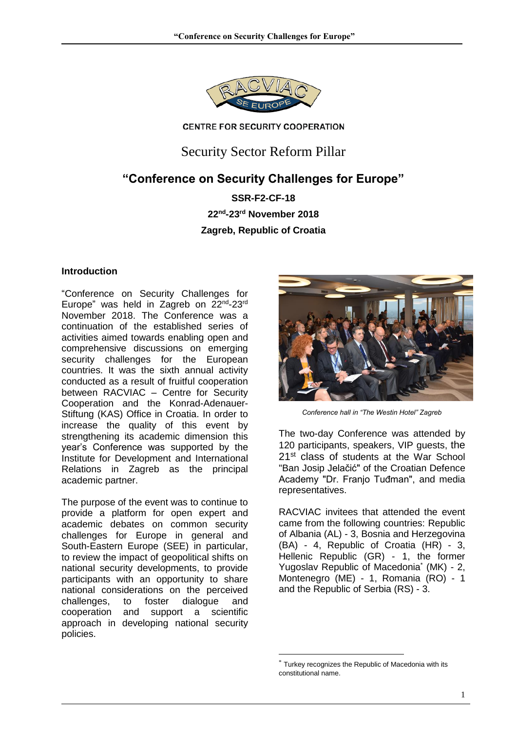CENTRE FOR SECURITY COOPERATION

Security Sector Reform Pillar

# "Conference on Security Challenges for Europe"

**SSR-F2-CF-18**

**22nd-23rd November 2018**

**Zagreb, Republic of Croatia**

## Introduction

"Conference on Security Challenges for Europe" was held in Zagreb on 22nd-23rd November 2018. The Conference was a continuation of the established series of activities aimed towards enabling open and comprehensive discussions on emerging security challenges for the European countries. It was the sixth annual activity conducted as a result of fruitful cooperation between RACVIAC – Centre for Security Cooperation and the Konrad-Adenauer-Stiftung (KAS) Office in Croatia. In order to increase the quality of this event by strengthening its academic dimension this year's Conference was supported by the Institute for Development and International Relations in Zagreb as the principal academic partner.

The purpose of the event was to continue to provide a platform for open expert and academic debates on common security challenges for Europe in general and South-Eastern Europe (SEE) in particular, to review the impact of geopolitical shifts on national security developments, to provide participants with an opportunity to share national considerations on the perceived challenges, to foster dialogue and cooperation and support a scientific approach in developing national security policies.

*Conference hall in "The Westin Hotel" Zagreb*

The two-day Conference was attended by 120 participants, speakers, VIP guests, the 21st class of students at the War School "Ban Josip Jelačić" of the Croatian Defence Academy "Dr. Franjo Tuđman", and media representatives.

RACVIAC invitees that attended the event came from the following countries: Republic of Albania (AL) - 3, Bosnia and Herzegovina (BA) - 4, Republic of Croatia (HR) - 3, Hellenic Republic (GR) - 1, the former Yugoslav Republic of Macedonia* (MK) - 2, Montenegro (ME) - 1, Romania (RO) - 1 and the Republic of Serbia (RS) - 3.

* Turkey recognizes the Republic of Macedonia with its constitutional name.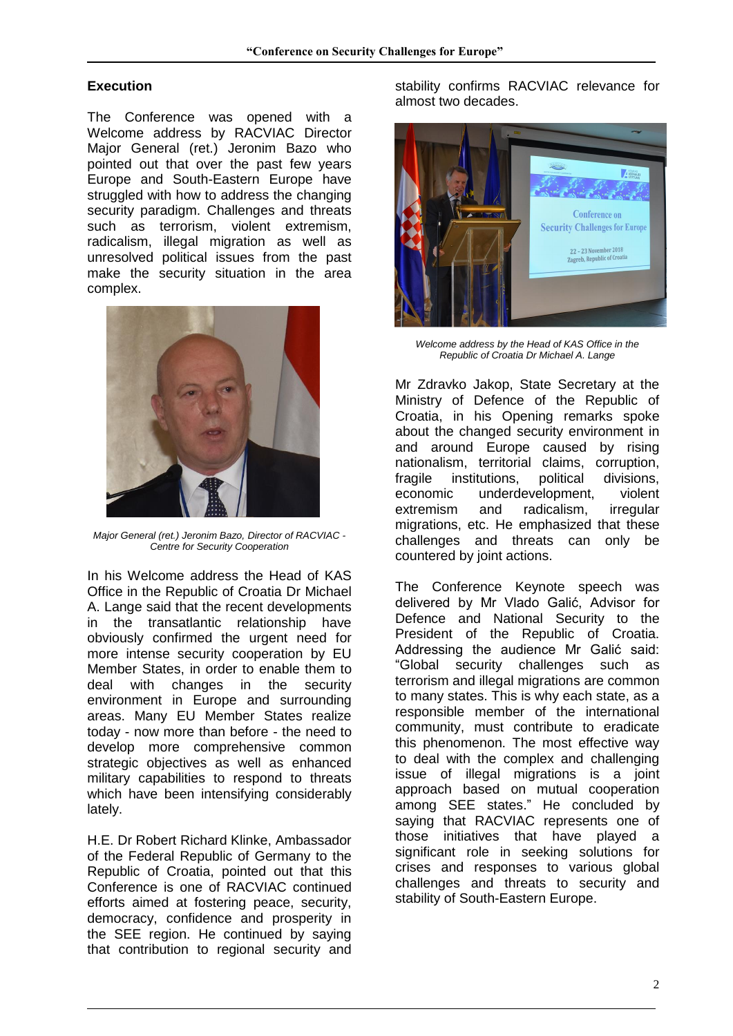## Execution

The Conference was opened with a Welcome address by RACVIAC Director Major General (ret.) Jeronim Bazo who pointed out that over the past few years Europe and South-Eastern Europe have struggled with how to address the changing security paradigm. Challenges and threats such as terrorism, violent extremism, radicalism, illegal migration as well as unresolved political issues from the past make the security situation in the area complex.

*Major General (ret.) Jeronim Bazo, Director of RACVIAC - Centre for Security Cooperation*

In his Welcome address the Head of KAS Office in the Republic of Croatia Dr Michael A. Lange said that the recent developments in the transatlantic relationship have obviously confirmed the urgent need for more intense security cooperation by EU Member States, in order to enable them to deal with changes in the security environment in Europe and surrounding areas. Many EU Member States realize today - now more than before - the need to develop more comprehensive common strategic objectives as well as enhanced military capabilities to respond to threats which have been intensifying considerably lately.

H.E. Dr Robert Richard Klinke, Ambassador of the Federal Republic of Germany to the Republic of Croatia, pointed out that this Conference is one of RACVIAC continued efforts aimed at fostering peace, security, democracy, confidence and prosperity in the SEE region. He continued by saying that contribution to regional security and stability confirms RACVIAC relevance for almost two decades.

*Welcome address by the Head of KAS Office in the Republic of Croatia Dr Michael A. Lange*

Mr Zdravko Jakop, State Secretary at the Ministry of Defence of the Republic of Croatia, in his Opening remarks spoke about the changed security environment in and around Europe caused by rising nationalism, territorial claims, corruption, fragile institutions, political divisions, economic underdevelopment, violent extremism and radicalism, irregular migrations, etc. He emphasized that these challenges and threats can only be countered by joint actions.

The Conference Keynote speech was delivered by Mr Vlado Galić, Advisor for Defence and National Security to the President of the Republic of Croatia. Addressing the audience Mr Galić said: "Global security challenges such as terrorism and illegal migrations are common to many states. This is why each state, as a responsible member of the international community, must contribute to eradicate this phenomenon. The most effective way to deal with the complex and challenging issue of illegal migrations is a joint approach based on mutual cooperation among SEE states." He concluded by saying that RACVIAC represents one of those initiatives that have played a significant role in seeking solutions for crises and responses to various global challenges and threats to security and stability of South-Eastern Europe.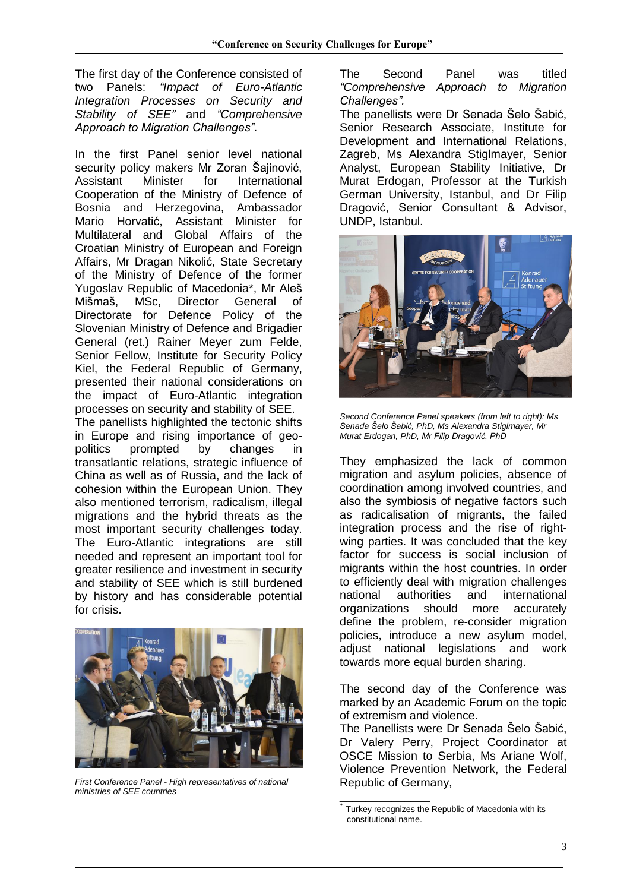The first day of the Conference consisted of two Panels: *"Impact of Euro-Atlantic Integration Processes on Security and Stability of SEE"* and *"Comprehensive Approach to Migration Challenges"*.

In the first Panel senior level national security policy makers Mr Zoran Šajinović, Assistant Minister for International Cooperation of the Ministry of Defence of Bosnia and Herzegovina, Ambassador Mario Horvatić, Assistant Minister for Multilateral and Global Affairs of the Croatian Ministry of European and Foreign Affairs, Mr Dragan Nikolić, State Secretary of the Ministry of Defence of the former Yugoslav Republic of Macedonia*, Mr Aleš Mišmaš, MSc, Director General of Directorate for Defence Policy of the Slovenian Ministry of Defence and Brigadier General (ret.) Rainer Meyer zum Felde, Senior Fellow, Institute for Security Policy Kiel, the Federal Republic of Germany, presented their national considerations on the impact of Euro-Atlantic integration processes on security and stability of SEE.

The panellists highlighted the tectonic shifts in Europe and rising importance of geo-politics prompted by changes in transatlantic relations, strategic influence of China as well as of Russia, and the lack of cohesion within the European Union. They also mentioned terrorism, radicalism, illegal migrations and the hybrid threats as the most important security challenges today. The Euro-Atlantic integrations are still needed and represent an important tool for greater resilience and investment in security and stability of SEE which is still burdened by history and has considerable potential for crisis.

*First Conference Panel - High representatives of national ministries of SEE countries*

The Second Panel was titled *"Comprehensive Approach to Migration Challenges".*

The panellists were Dr Senada Šelo Šabić, Senior Research Associate, Institute for Development and International Relations, Zagreb, Ms Alexandra Stiglmayer, Senior Analyst, European Stability Initiative, Dr Murat Erdogan, Professor at the Turkish German University, Istanbul, and Dr Filip Dragović, Senior Consultant & Advisor, UNDP, Istanbul.

*Second Conference Panel speakers (from left to right): Ms Senada Šelo Šabić, PhD, Ms Alexandra Stiglmayer, Mr Murat Erdogan, PhD, Mr Filip Dragović, PhD*

They emphasized the lack of common migration and asylum policies, absence of coordination among involved countries, and also the symbiosis of negative factors such as radicalisation of migrants, the failed integration process and the rise of right-wing parties. It was concluded that the key factor for success is social inclusion of migrants within the host countries. In order to efficiently deal with migration challenges national authorities and international organizations should more accurately define the problem, re-consider migration policies, introduce a new asylum model, adjust national legislations and work towards more equal burden sharing.

The second day of the Conference was marked by an Academic Forum on the topic of extremism and violence.

The Panellists were Dr Senada Šelo Šabić, Dr Valery Perry, Project Coordinator at OSCE Mission to Serbia, Ms Ariane Wolf, Violence Prevention Network, the Federal Republic of Germany,

---

* Turkey recognizes the Republic of Macedonia with its constitutional name.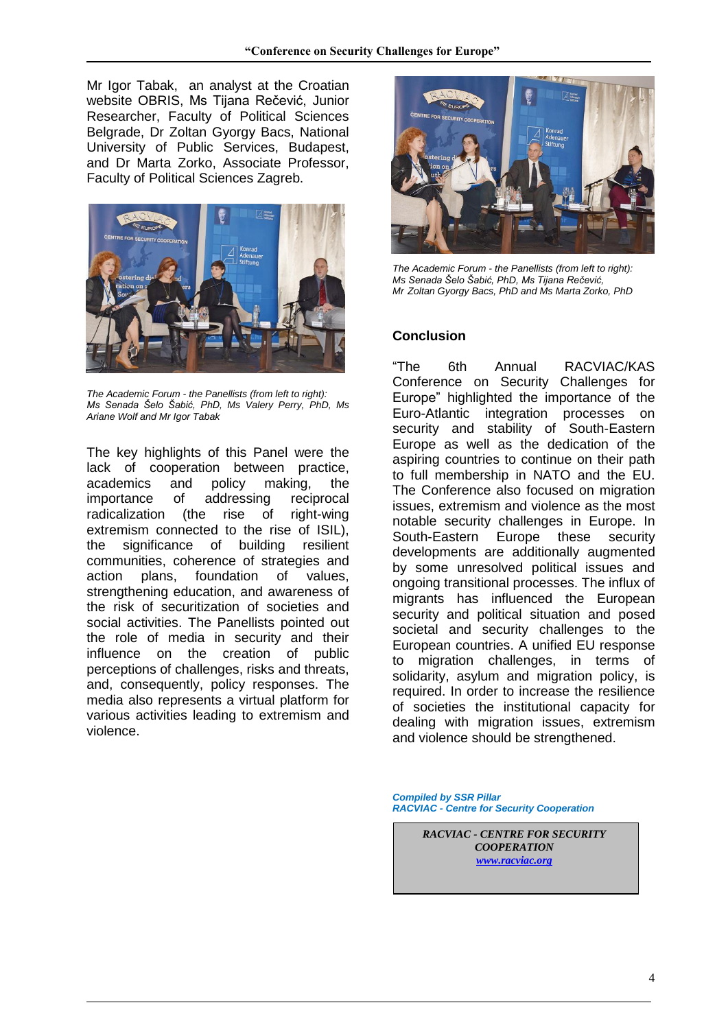Mr Igor Tabak, an analyst at the Croatian website OBRIS, Ms Tijana Rečević, Junior Researcher, Faculty of Political Sciences Belgrade, Dr Zoltan Gyorgy Bacs, National University of Public Services, Budapest, and Dr Marta Zorko, Associate Professor, Faculty of Political Sciences Zagreb.

*The Academic Forum - the Panellists (from left to right): Ms Senada Šelo Šabić, PhD, Ms Valery Perry, PhD, Ms Ariane Wolf and Mr Igor Tabak*

The key highlights of this Panel were the lack of cooperation between practice, academics and policy making, the importance of addressing reciprocal radicalization (the rise of right-wing extremism connected to the rise of ISIL), the significance of building resilient communities, coherence of strategies and action plans, foundation of values, strengthening education, and awareness of the risk of securitization of societies and social activities. The Panellists pointed out the role of media in security and their influence on the creation of public perceptions of challenges, risks and threats, and, consequently, policy responses. The media also represents a virtual platform for various activities leading to extremism and violence.

*The Academic Forum - the Panellists (from left to right): Ms Senada Šelo Šabić, PhD, Ms Tijana Rečević, Mr Zoltan Gyorgy Bacs, PhD and Ms Marta Zorko, PhD*

## Conclusion

"The 6th Annual RACVIAC/KAS Conference on Security Challenges for Europe" highlighted the importance of the Euro-Atlantic integration processes on security and stability of South-Eastern Europe as well as the dedication of the aspiring countries to continue on their path to full membership in NATO and the EU. The Conference also focused on migration issues, extremism and violence as the most notable security challenges in Europe. In South-Eastern Europe these security developments are additionally augmented by some unresolved political issues and ongoing transitional processes. The influx of migrants has influenced the European security and political situation and posed societal and security challenges to the European countries. A unified EU response to migration challenges, in terms of solidarity, asylum and migration policy, is required. In order to increase the resilience of societies the institutional capacity for dealing with migration issues, extremism and violence should be strengthened.

***Compiled by SSR Pillar***
***RACVIAC - Centre for Security Cooperation***

***RACVIAC - CENTRE FOR SECURITY COOPERATION***
***www.racviac.org***